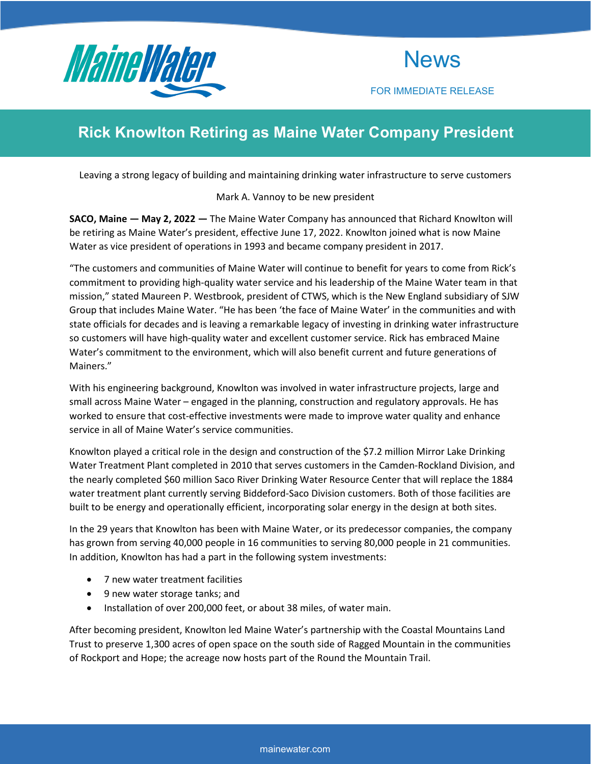MaineWater

News

FOR IMMEDIATE RELEASE

# Rick Knowlton Retiring as Maine Water Company President

Leaving a strong legacy of building and maintaining drinking water infrastructure to serve customers

Mark A. Vannoy to be new president

**SACO, Maine — May 2, 2022 —** The Maine Water Company has announced that Richard Knowlton will be retiring as Maine Water's president, effective June 17, 2022. Knowlton joined what is now Maine Water as vice president of operations in 1993 and became company president in 2017.

"The customers and communities of Maine Water will continue to benefit for years to come from Rick's commitment to providing high-quality water service and his leadership of the Maine Water team in that mission," stated Maureen P. Westbrook, president of CTWS, which is the New England subsidiary of SJW Group that includes Maine Water. "He has been 'the face of Maine Water' in the communities and with state officials for decades and is leaving a remarkable legacy of investing in drinking water infrastructure so customers will have high-quality water and excellent customer service. Rick has embraced Maine Water's commitment to the environment, which will also benefit current and future generations of Mainers."

With his engineering background, Knowlton was involved in water infrastructure projects, large and small across Maine Water – engaged in the planning, construction and regulatory approvals. He has worked to ensure that cost-effective investments were made to improve water quality and enhance service in all of Maine Water's service communities.

Knowlton played a critical role in the design and construction of the $7.2 million Mirror Lake Drinking Water Treatment Plant completed in 2010 that serves customers in the Camden-Rockland Division, and the nearly completed $60 million Saco River Drinking Water Resource Center that will replace the 1884 water treatment plant currently serving Biddeford-Saco Division customers. Both of those facilities are built to be energy and operationally efficient, incorporating solar energy in the design at both sites.

In the 29 years that Knowlton has been with Maine Water, or its predecessor companies, the company has grown from serving 40,000 people in 16 communities to serving 80,000 people in 21 communities. In addition, Knowlton has had a part in the following system investments:

- 7 new water treatment facilities
- 9 new water storage tanks; and
- Installation of over 200,000 feet, or about 38 miles, of water main.

After becoming president, Knowlton led Maine Water's partnership with the Coastal Mountains Land Trust to preserve 1,300 acres of open space on the south side of Ragged Mountain in the communities of Rockport and Hope; the acreage now hosts part of the Round the Mountain Trail.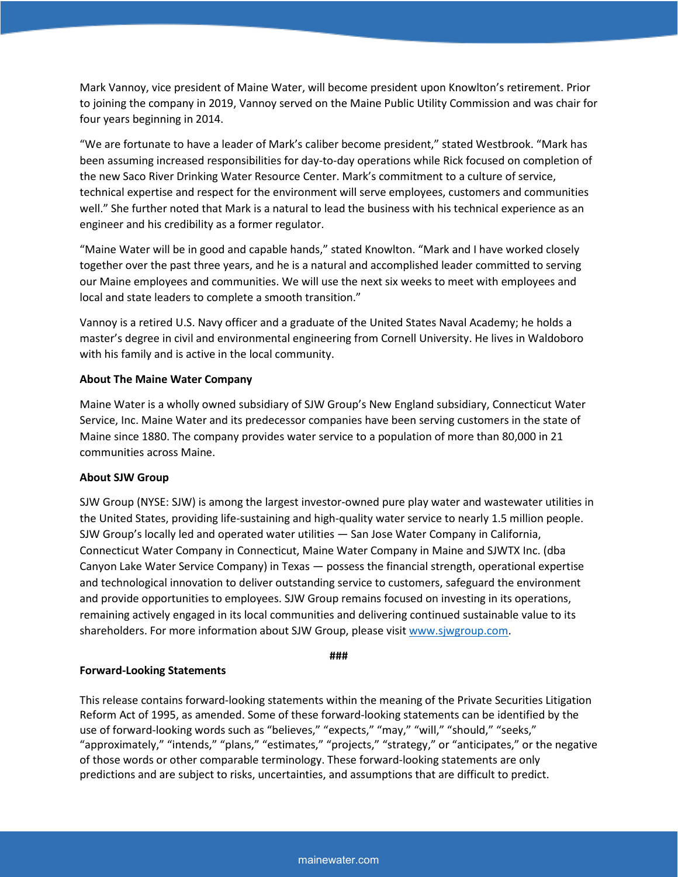Mark Vannoy, vice president of Maine Water, will become president upon Knowlton's retirement. Prior to joining the company in 2019, Vannoy served on the Maine Public Utility Commission and was chair for four years beginning in 2014.

"We are fortunate to have a leader of Mark's caliber become president," stated Westbrook. "Mark has been assuming increased responsibilities for day-to-day operations while Rick focused on completion of the new Saco River Drinking Water Resource Center. Mark's commitment to a culture of service, technical expertise and respect for the environment will serve employees, customers and communities well." She further noted that Mark is a natural to lead the business with his technical experience as an engineer and his credibility as a former regulator.

"Maine Water will be in good and capable hands," stated Knowlton. "Mark and I have worked closely together over the past three years, and he is a natural and accomplished leader committed to serving our Maine employees and communities. We will use the next six weeks to meet with employees and local and state leaders to complete a smooth transition."

Vannoy is a retired U.S. Navy officer and a graduate of the United States Naval Academy; he holds a master's degree in civil and environmental engineering from Cornell University. He lives in Waldoboro with his family and is active in the local community.

**About The Maine Water Company**

Maine Water is a wholly owned subsidiary of SJW Group's New England subsidiary, Connecticut Water Service, Inc. Maine Water and its predecessor companies have been serving customers in the state of Maine since 1880. The company provides water service to a population of more than 80,000 in 21 communities across Maine.

**About SJW Group**

SJW Group (NYSE: SJW) is among the largest investor-owned pure play water and wastewater utilities in the United States, providing life-sustaining and high-quality water service to nearly 1.5 million people. SJW Group's locally led and operated water utilities — San Jose Water Company in California, Connecticut Water Company in Connecticut, Maine Water Company in Maine and SJWTX Inc. (dba Canyon Lake Water Service Company) in Texas — possess the financial strength, operational expertise and technological innovation to deliver outstanding service to customers, safeguard the environment and provide opportunities to employees. SJW Group remains focused on investing in its operations, remaining actively engaged in its local communities and delivering continued sustainable value to its shareholders. For more information about SJW Group, please visit [www.sjwgroup.com](http://www.sjwgroup.com).

**###**

**Forward-Looking Statements**

This release contains forward-looking statements within the meaning of the Private Securities Litigation Reform Act of 1995, as amended. Some of these forward-looking statements can be identified by the use of forward-looking words such as "believes," "expects," "may," "will," "should," "seeks," "approximately," "intends," "plans," "estimates," "projects," "strategy," or "anticipates," or the negative of those words or other comparable terminology. These forward-looking statements are only predictions and are subject to risks, uncertainties, and assumptions that are difficult to predict.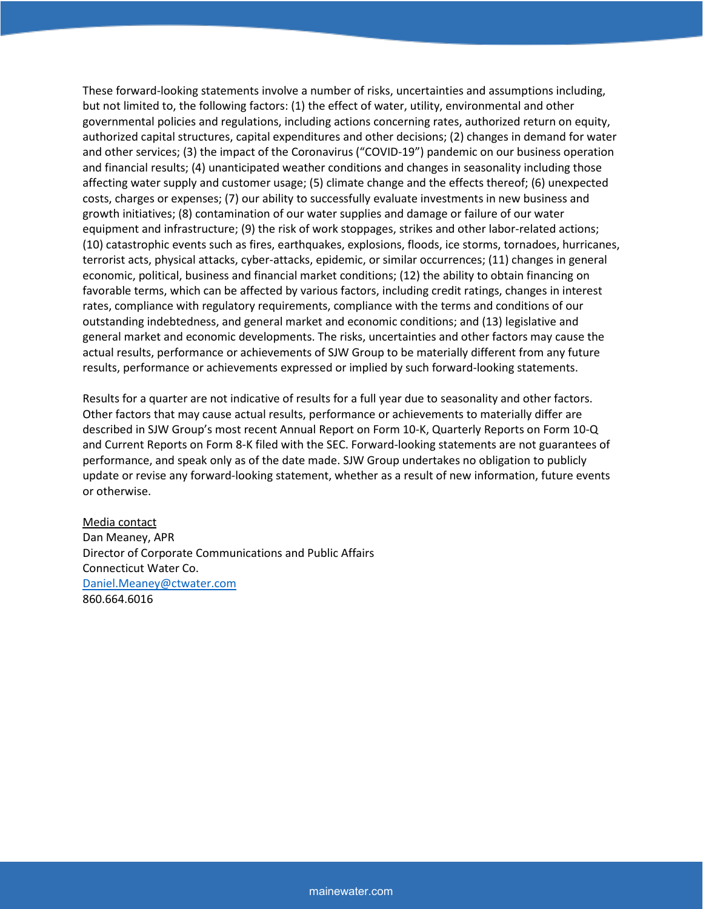These forward-looking statements involve a number of risks, uncertainties and assumptions including, but not limited to, the following factors: (1) the effect of water, utility, environmental and other governmental policies and regulations, including actions concerning rates, authorized return on equity, authorized capital structures, capital expenditures and other decisions; (2) changes in demand for water and other services; (3) the impact of the Coronavirus ("COVID-19") pandemic on our business operation and financial results; (4) unanticipated weather conditions and changes in seasonality including those affecting water supply and customer usage; (5) climate change and the effects thereof; (6) unexpected costs, charges or expenses; (7) our ability to successfully evaluate investments in new business and growth initiatives; (8) contamination of our water supplies and damage or failure of our water equipment and infrastructure; (9) the risk of work stoppages, strikes and other labor-related actions; (10) catastrophic events such as fires, earthquakes, explosions, floods, ice storms, tornadoes, hurricanes, terrorist acts, physical attacks, cyber-attacks, epidemic, or similar occurrences; (11) changes in general economic, political, business and financial market conditions; (12) the ability to obtain financing on favorable terms, which can be affected by various factors, including credit ratings, changes in interest rates, compliance with regulatory requirements, compliance with the terms and conditions of our outstanding indebtedness, and general market and economic conditions; and (13) legislative and general market and economic developments. The risks, uncertainties and other factors may cause the actual results, performance or achievements of SJW Group to be materially different from any future results, performance or achievements expressed or implied by such forward-looking statements.

Results for a quarter are not indicative of results for a full year due to seasonality and other factors. Other factors that may cause actual results, performance or achievements to materially differ are described in SJW Group's most recent Annual Report on Form 10-K, Quarterly Reports on Form 10-Q and Current Reports on Form 8-K filed with the SEC. Forward-looking statements are not guarantees of performance, and speak only as of the date made. SJW Group undertakes no obligation to publicly update or revise any forward-looking statement, whether as a result of new information, future events or otherwise.

Media contact
Dan Meaney, APR
Director of Corporate Communications and Public Affairs
Connecticut Water Co.
Daniel.Meaney@ctwater.com
860.664.6016